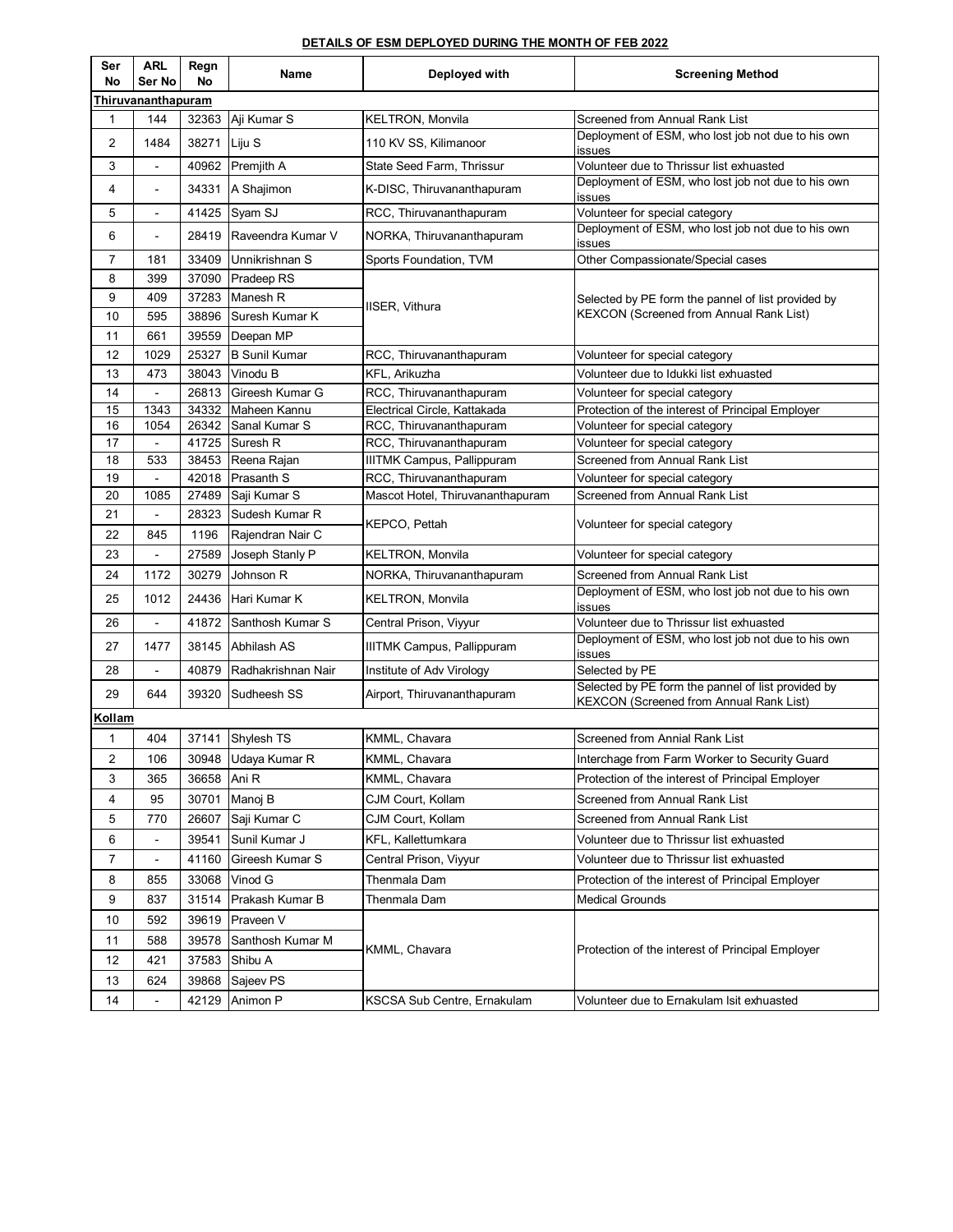**DETAILS OF ESM DEPLOYED DURING THE MONTH OF FEB 2022**

| Ser No | ARL Ser No | Regn No | Name | Deployed with | Screening Method |
|---|---|---|---|---|---|
| **Thiruvananthapuram** | | | | | |
| 1 | 144 | 32363 | Aji Kumar S | KELTRON, Monvila | Screened from Annual Rank List |
| 2 | 1484 | 38271 | Liju S | 110 KV SS, Kilimanoor | Deployment of ESM, who lost job not due to his own issues |
| 3 | - | 40962 | Premjith A | State Seed Farm, Thrissur | Volunteer due to Thrissur list exhuasted |
| 4 | - | 34331 | A Shajimon | K-DISC, Thiruvananthapuram | Deployment of ESM, who lost job not due to his own issues |
| 5 | - | 41425 | Syam SJ | RCC, Thiruvananthapuram | Volunteer for special category |
| 6 | - | 28419 | Raveendra Kumar V | NORKA, Thiruvananthapuram | Deployment of ESM, who lost job not due to his own issues |
| 7 | 181 | 33409 | Unnikrishnan S | Sports Foundation, TVM | Other Compassionate/Special cases |
| 8 | 399 | 37090 | Pradeep RS | IISER, Vithura | Selected by PE form the pannel of list provided by KEXCON (Screened from Annual Rank List) |
| 9 | 409 | 37283 | Manesh R | | |
| 10 | 595 | 38896 | Suresh Kumar K | | |
| 11 | 661 | 39559 | Deepan MP | | |
| 12 | 1029 | 25327 | B Sunil Kumar | RCC, Thiruvananthapuram | Volunteer for special category |
| 13 | 473 | 38043 | Vinodu B | KFL, Arikuzha | Volunteer due to Idukki list exhuasted |
| 14 | - | 26813 | Gireesh Kumar G | RCC, Thiruvananthapuram | Volunteer for special category |
| 15 | 1343 | 34332 | Maheen Kannu | Electrical Circle, Kattakada | Protection of the interest of Principal Employer |
| 16 | 1054 | 26342 | Sanal Kumar S | RCC, Thiruvananthapuram | Volunteer for special category |
| 17 | - | 41725 | Suresh R | RCC, Thiruvananthapuram | Volunteer for special category |
| 18 | 533 | 38453 | Reena Rajan | IIITMK Campus, Pallippuram | Screened from Annual Rank List |
| 19 | - | 42018 | Prasanth S | RCC, Thiruvananthapuram | Volunteer for special category |
| 20 | 1085 | 27489 | Saji Kumar S | Mascot Hotel, Thiruvananthapuram | Screened from Annual Rank List |
| 21 | - | 28323 | Sudesh Kumar R | KEPCO, Pettah | Volunteer for special category |
| 22 | 845 | 1196 | Rajendran Nair C | | |
| 23 | - | 27589 | Joseph Stanly P | KELTRON, Monvila | Volunteer for special category |
| 24 | 1172 | 30279 | Johnson R | NORKA, Thiruvananthapuram | Screened from Annual Rank List |
| 25 | 1012 | 24436 | Hari Kumar K | KELTRON, Monvila | Deployment of ESM, who lost job not due to his own issues |
| 26 | - | 41872 | Santhosh Kumar S | Central Prison, Viyyur | Volunteer due to Thrissur list exhuasted |
| 27 | 1477 | 38145 | Abhilash AS | IIITMK Campus, Pallippuram | Deployment of ESM, who lost job not due to his own issues |
| 28 | - | 40879 | Radhakrishnan Nair | Institute of Adv Virology | Selected by PE |
| 29 | 644 | 39320 | Sudheesh SS | Airport, Thiruvananthapuram | Selected by PE form the pannel of list provided by KEXCON (Screened from Annual Rank List) |
| **Kollam** | | | | | |
| 1 | 404 | 37141 | Shylesh TS | KMML, Chavara | Screened from Annial Rank List |
| 2 | 106 | 30948 | Udaya Kumar R | KMML, Chavara | Interchage from Farm Worker to Security Guard |
| 3 | 365 | 36658 | Ani R | KMML, Chavara | Protection of the interest of Principal Employer |
| 4 | 95 | 30701 | Manoj B | CJM Court, Kollam | Screened from Annual Rank List |
| 5 | 770 | 26607 | Saji Kumar C | CJM Court, Kollam | Screened from Annual Rank List |
| 6 | - | 39541 | Sunil Kumar J | KFL, Kallettumkara | Volunteer due to Thrissur list exhuasted |
| 7 | - | 41160 | Gireesh Kumar S | Central Prison, Viyyur | Volunteer due to Thrissur list exhuasted |
| 8 | 855 | 33068 | Vinod G | Thenmala Dam | Protection of the interest of Principal Employer |
| 9 | 837 | 31514 | Prakash Kumar B | Thenmala Dam | Medical Grounds |
| 10 | 592 | 39619 | Praveen V | KMML, Chavara | Protection of the interest of Principal Employer |
| 11 | 588 | 39578 | Santhosh Kumar M | | |
| 12 | 421 | 37583 | Shibu A | | |
| 13 | 624 | 39868 | Sajeev PS | | |
| 14 | - | 42129 | Animon P | KSCSA Sub Centre, Ernakulam | Volunteer due to Ernakulam lsit exhuasted |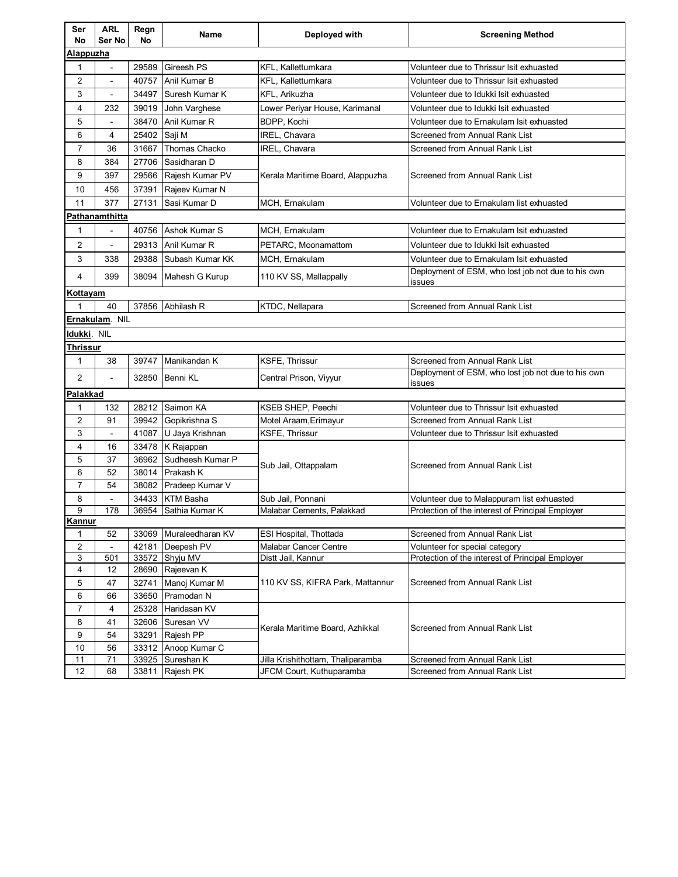| Ser No | ARL Ser No | Regn No | Name | Deployed with | Screening Method |
|---|---|---|---|---|---|
| **Alappuzha** | | | | | |
| 1 | - | 29589 | Gireesh PS | KFL, Kallettumkara | Volunteer due to Thrissur lsit exhuasted |
| 2 | - | 40757 | Anil Kumar B | KFL, Kallettumkara | Volunteer due to Thrissur lsit exhuasted |
| 3 | - | 34497 | Suresh Kumar K | KFL, Arikuzha | Volunteer due to Idukki lsit exhuasted |
| 4 | 232 | 39019 | John Varghese | Lower Periyar House, Karimanal | Volunteer due to Idukki lsit exhuasted |
| 5 | - | 38470 | Anil Kumar R | BDPP, Kochi | Volunteer due to Ernakulam lsit exhuasted |
| 6 | 4 | 25402 | Saji M | IREL, Chavara | Screened from Annual Rank List |
| 7 | 36 | 31667 | Thomas Chacko | IREL, Chavara | Screened from Annual Rank List |
| 8 | 384 | 27706 | Sasidharan D | Kerala Maritime Board, Alappuzha | Screened from Annual Rank List |
| 9 | 397 | 29566 | Rajesh Kumar PV | | |
| 10 | 456 | 37391 | Rajeev Kumar N | | |
| 11 | 377 | 27131 | Sasi Kumar D | MCH, Ernakulam | Volunteer due to Ernakulam list exhuasted |
| **Pathanamthitta** | | | | | |
| 1 | - | 40756 | Ashok Kumar S | MCH, Ernakulam | Volunteer due to Ernakulam lsit exhuasted |
| 2 | - | 29313 | Anil Kumar R | PETARC, Moonamattom | Volunteer due to Idukki lsit exhuasted |
| 3 | 338 | 29388 | Subash Kumar KK | MCH, Ernakulam | Volunteer due to Ernakulam lsit exhuasted |
| 4 | 399 | 38094 | Mahesh G Kurup | 110 KV SS, Mallappally | Deployment of ESM, who lost job not due to his own issues |
| **Kottayam** | | | | | |
| 1 | 40 | 37856 | Abhilash R | KTDC, Nellapara | Screened from Annual Rank List |
| **Ernakulam**. NIL | | | | | |
| **Idukki**. NIL | | | | | |
| **Thrissur** | | | | | |
| 1 | 38 | 39747 | Manikandan K | KSFE, Thrissur | Screened from Annual Rank List |
| 2 | - | 32850 | Benni KL | Central Prison, Viyyur | Deployment of ESM, who lost job not due to his own issues |
| **Palakkad** | | | | | |
| 1 | 132 | 28212 | Saimon KA | KSEB SHEP, Peechi | Volunteer due to Thrissur lsit exhuasted |
| 2 | 91 | 39942 | Gopikrishna S | Motel Araam,Erimayur | Screened from Annual Rank List |
| 3 | - | 41087 | U Jaya Krishnan | KSFE, Thrissur | Volunteer due to Thrissur lsit exhuasted |
| 4 | 16 | 33478 | K Rajappan | Sub Jail, Ottappalam | Screened from Annual Rank List |
| 5 | 37 | 36962 | Sudheesh Kumar P | | |
| 6 | 52 | 38014 | Prakash K | | |
| 7 | 54 | 38082 | Pradeep Kumar V | | |
| 8 | - | 34433 | KTM Basha | Sub Jail, Ponnani | Volunteer due to Malappuram list exhuasted |
| 9 | 178 | 36954 | Sathia Kumar K | Malabar Cements, Palakkad | Protection of the interest of Principal Employer |
| **Kannur** | | | | | |
| 1 | 52 | 33069 | Muraleedharan KV | ESI Hospital, Thottada | Screened from Annual Rank List |
| 2 | - | 42181 | Deepesh PV | Malabar Cancer Centre | Volunteer for special category |
| 3 | 501 | 33572 | Shyju MV | Distt Jail, Kannur | Protection of the interest of Principal Employer |
| 4 | 12 | 28690 | Rajeevan K | 110 KV SS, KIFRA Park, Mattannur | Screened from Annual Rank List |
| 5 | 47 | 32741 | Manoj Kumar M | | |
| 6 | 66 | 33650 | Pramodan N | | |
| 7 | 4 | 25328 | Haridasan KV | Kerala Maritime Board, Azhikkal | Screened from Annual Rank List |
| 8 | 41 | 32606 | Suresan VV | | |
| 9 | 54 | 33291 | Rajesh PP | | |
| 10 | 56 | 33312 | Anoop Kumar C | | |
| 11 | 71 | 33925 | Sureshan K | Jilla Krishithottam, Thaliparamba | Screened from Annual Rank List |
| 12 | 68 | 33811 | Rajesh PK | JFCM Court, Kuthuparamba | Screened from Annual Rank List |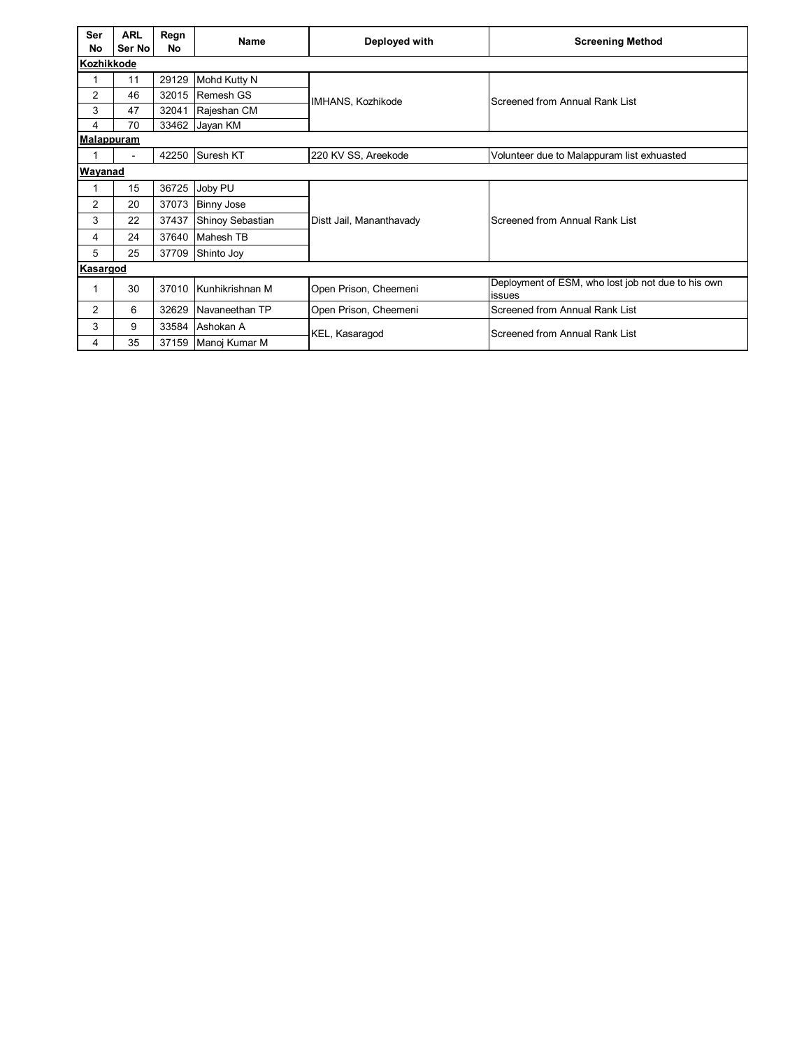| Ser No | ARL Ser No | Regn No | Name | Deployed with | Screening Method |
|---|---|---|---|---|---|
| **Kozhikkode** | | | | | |
| 1 | 11 | 29129 | Mohd Kutty N | IMHANS, Kozhikode | Screened from Annual Rank List |
| 2 | 46 | 32015 | Remesh GS | | |
| 3 | 47 | 32041 | Rajeshan CM | | |
| 4 | 70 | 33462 | Jayan KM | | |
| **Malappuram** | | | | | |
| 1 | - | 42250 | Suresh KT | 220 KV SS, Areekode | Volunteer due to Malappuram list exhuasted |
| **Wayanad** | | | | | |
| 1 | 15 | 36725 | Joby PU | Distt Jail, Mananthavady | Screened from Annual Rank List |
| 2 | 20 | 37073 | Binny Jose | | |
| 3 | 22 | 37437 | Shinoy Sebastian | | |
| 4 | 24 | 37640 | Mahesh TB | | |
| 5 | 25 | 37709 | Shinto Joy | | |
| **Kasargod** | | | | | |
| 1 | 30 | 37010 | Kunhikrishnan M | Open Prison, Cheemeni | Deployment of ESM, who lost job not due to his own issues |
| 2 | 6 | 32629 | Navaneethan TP | Open Prison, Cheemeni | Screened from Annual Rank List |
| 3 | 9 | 33584 | Ashokan A | KEL, Kasaragod | Screened from Annual Rank List |
| 4 | 35 | 37159 | Manoj Kumar M | | |